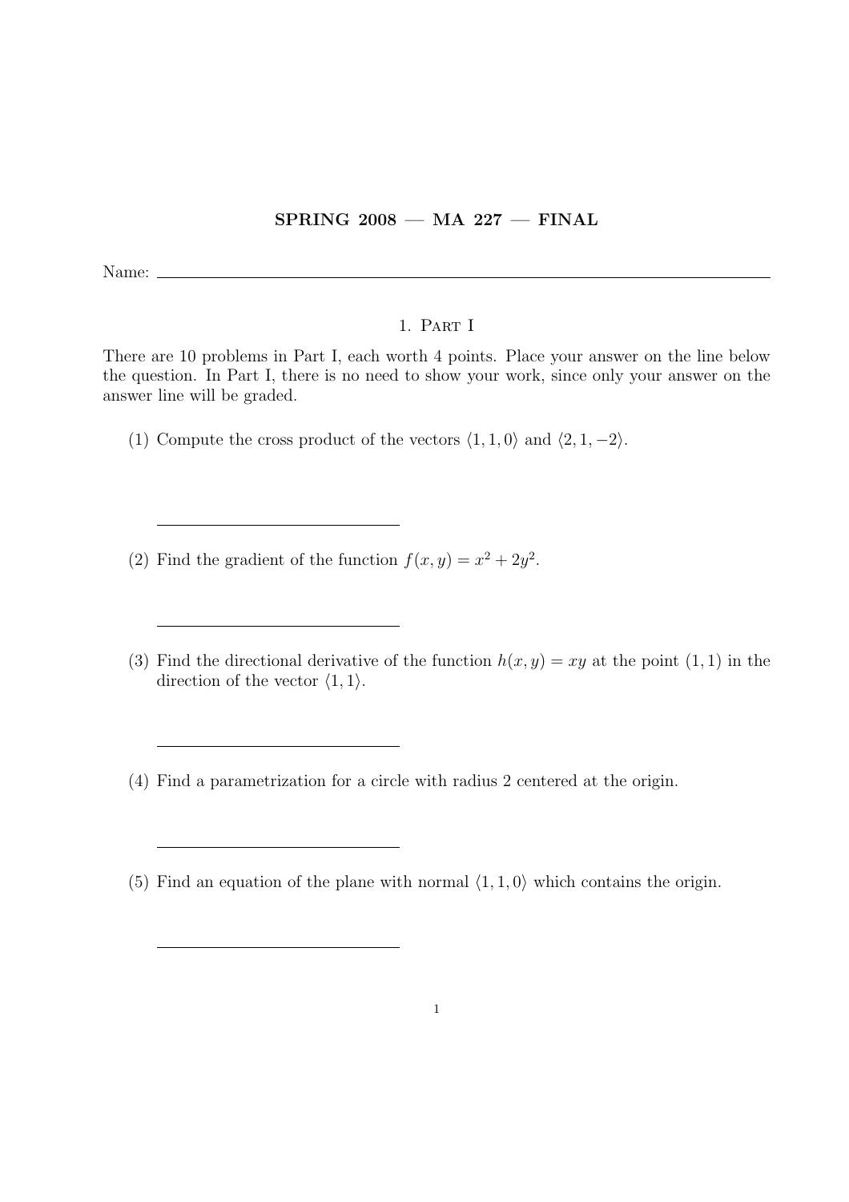# SPRING 2008 — MA 227 — FINAL

Name: \_\_\_\_\_\_\_\_\_\_\_\_\_\_\_\_\_\_\_\_\_\_\_\_\_\_\_\_\_\_\_\_\_\_\_\_\_\_\_\_

## 1. Part I

There are 10 problems in Part I, each worth 4 points. Place your answer on the line below the question. In Part I, there is no need to show your work, since only your answer on the answer line will be graded.

(1) Compute the cross product of the vectors $\langle 1, 1, 0 \rangle$ and $\langle 2, 1, -2 \rangle$.

\_\_\_\_\_\_\_\_\_\_\_\_\_\_\_\_\_\_\_\_\_\_\_\_

(2) Find the gradient of the function $f(x, y) = x^2 + 2y^2$.

\_\_\_\_\_\_\_\_\_\_\_\_\_\_\_\_\_\_\_\_\_\_\_\_

(3) Find the directional derivative of the function $h(x, y) = xy$ at the point $(1, 1)$ in the direction of the vector $\langle 1, 1 \rangle$.

\_\_\_\_\_\_\_\_\_\_\_\_\_\_\_\_\_\_\_\_\_\_\_\_

(4) Find a parametrization for a circle with radius 2 centered at the origin.

\_\_\_\_\_\_\_\_\_\_\_\_\_\_\_\_\_\_\_\_\_\_\_\_

(5) Find an equation of the plane with normal $\langle 1, 1, 0 \rangle$ which contains the origin.

\_\_\_\_\_\_\_\_\_\_\_\_\_\_\_\_\_\_\_\_\_\_\_\_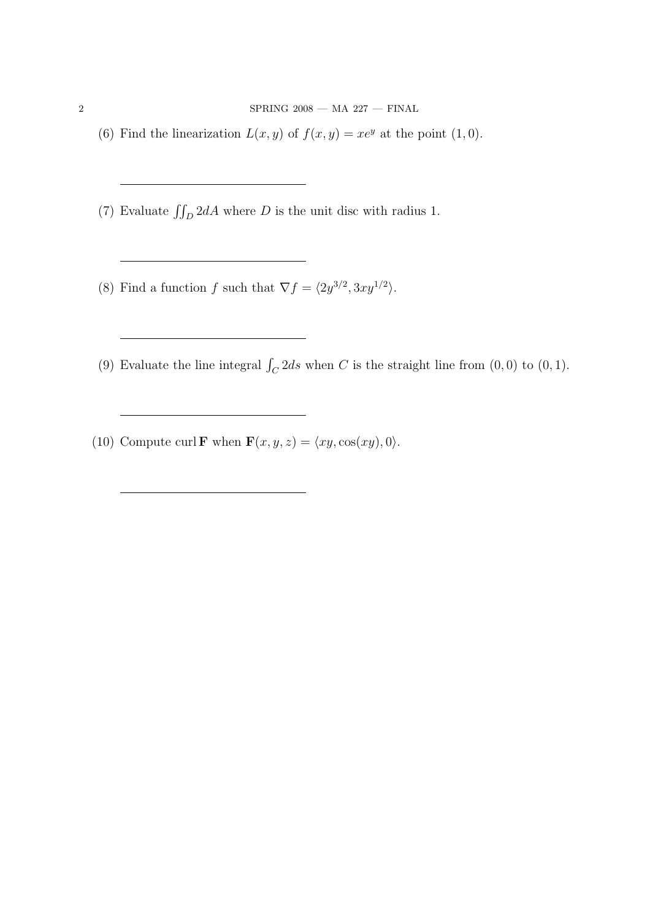(6) Find the linearization $L(x, y)$ of $f(x, y) = xe^y$ at the point $(1, 0)$.

\_\_\_\_\_\_\_\_\_\_\_\_\_\_\_\_\_\_\_\_\_\_\_\_\_\_\_\_

(7) Evaluate $\iint_D 2dA$ where $D$ is the unit disc with radius 1.

\_\_\_\_\_\_\_\_\_\_\_\_\_\_\_\_\_\_\_\_\_\_\_\_\_\_\_\_

(8) Find a function $f$ such that $\nabla f = \langle 2y^{3/2}, 3xy^{1/2} \rangle$.

\_\_\_\_\_\_\_\_\_\_\_\_\_\_\_\_\_\_\_\_\_\_\_\_\_\_\_\_

(9) Evaluate the line integral $\int_C 2ds$ when $C$ is the straight line from $(0, 0)$ to $(0, 1)$.

\_\_\_\_\_\_\_\_\_\_\_\_\_\_\_\_\_\_\_\_\_\_\_\_\_\_\_\_

(10) Compute $\operatorname{curl} \mathbf{F}$ when $\mathbf{F}(x, y, z) = \langle xy, \cos(xy), 0 \rangle$.

\_\_\_\_\_\_\_\_\_\_\_\_\_\_\_\_\_\_\_\_\_\_\_\_\_\_\_\_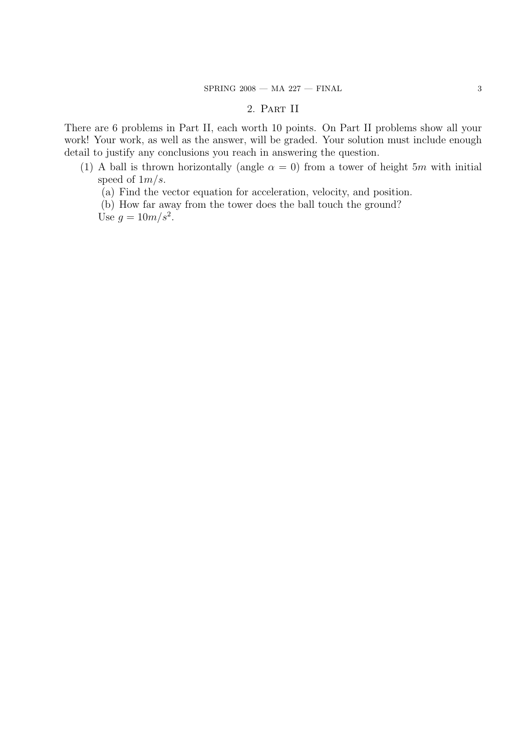## 2. Part II

There are 6 problems in Part II, each worth 10 points. On Part II problems show all your work! Your work, as well as the answer, will be graded. Your solution must include enough detail to justify any conclusions you reach in answering the question.

(1) A ball is thrown horizontally (angle $\alpha = 0$) from a tower of height $5m$ with initial speed of $1m/s$.

 (a) Find the vector equation for acceleration, velocity, and position.

 (b) How far away from the tower does the ball touch the ground?

 Use $g = 10m/s^2$.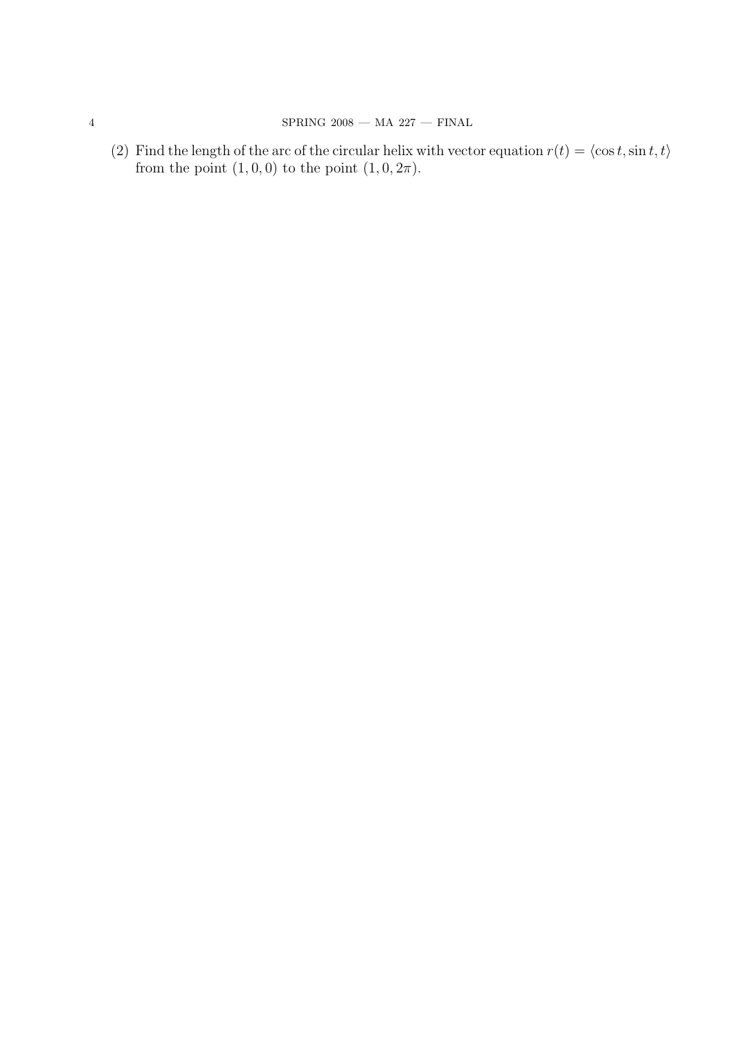(2) Find the length of the arc of the circular helix with vector equation $r(t) = \langle \cos t, \sin t, t \rangle$ from the point $(1, 0, 0)$ to the point $(1, 0, 2\pi)$.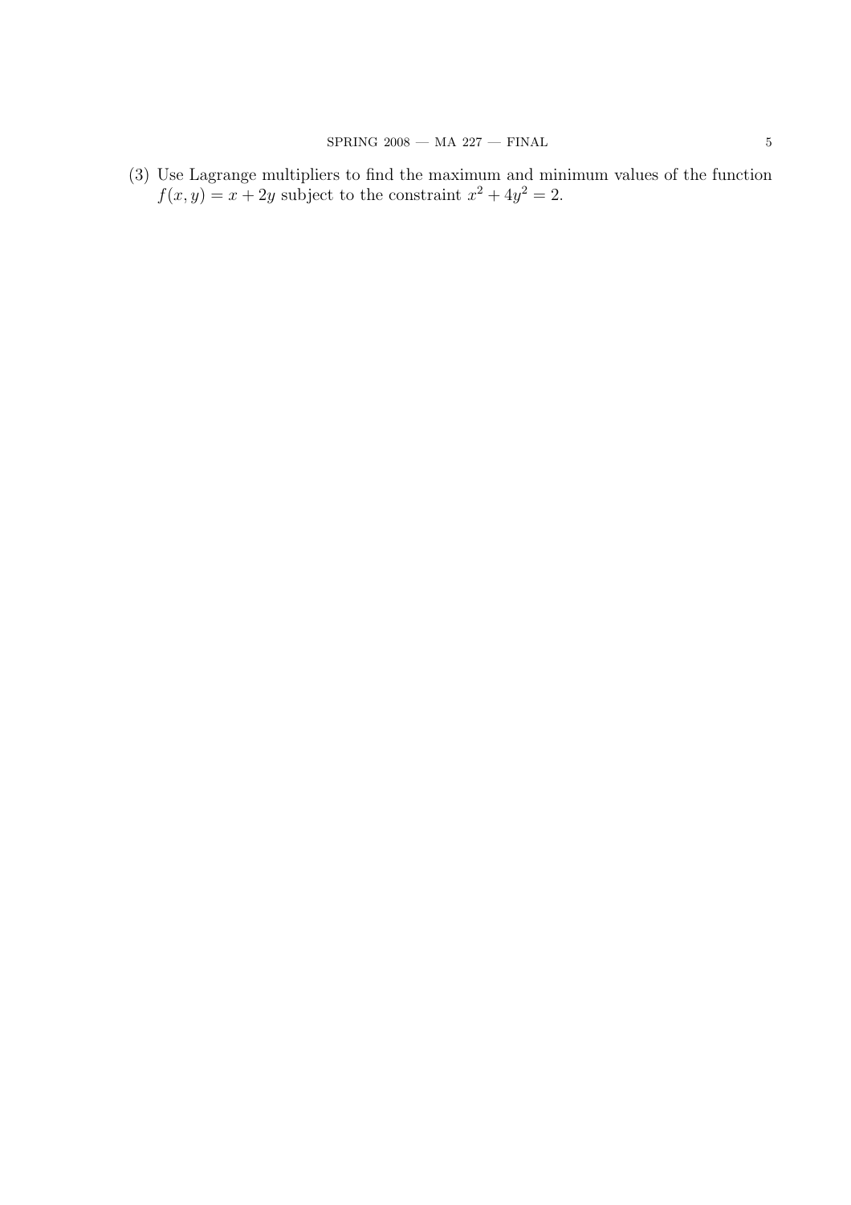(3) Use Lagrange multipliers to find the maximum and minimum values of the function $f(x, y) = x + 2y$ subject to the constraint $x^2 + 4y^2 = 2$.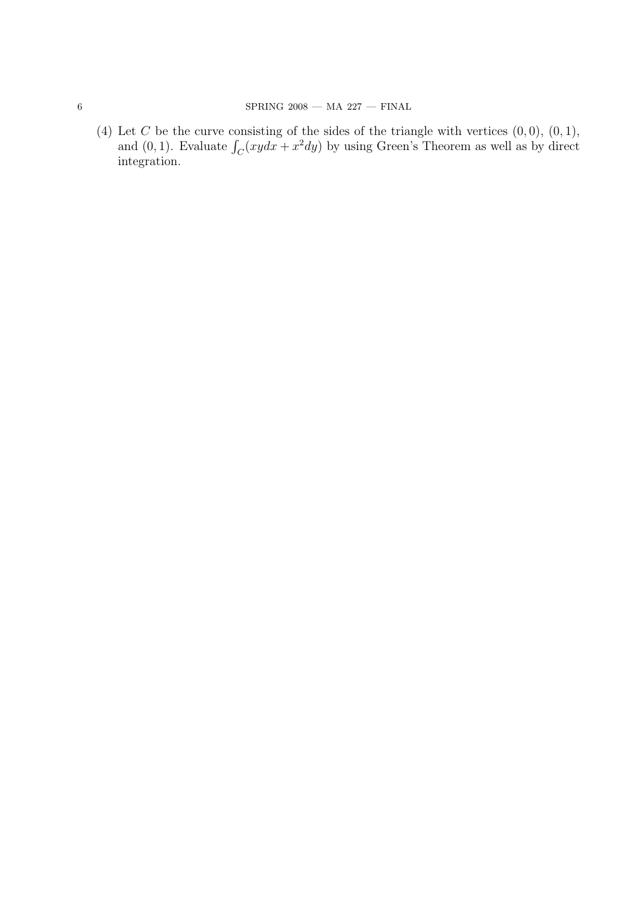(4) Let $C$ be the curve consisting of the sides of the triangle with vertices $(0,0)$, $(0,1)$, and $(0,1)$. Evaluate $\int_C (xydx + x^2dy)$ by using Green's Theorem as well as by direct integration.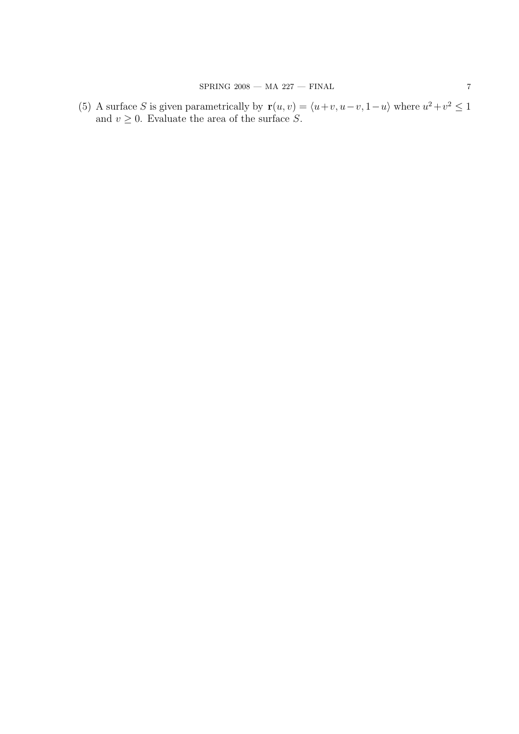(5) A surface $S$ is given parametrically by $\mathbf{r}(u, v) = \langle u+v, u-v, 1-u \rangle$ where $u^2+v^2 \leq 1$ and $v \geq 0$. Evaluate the area of the surface $S$.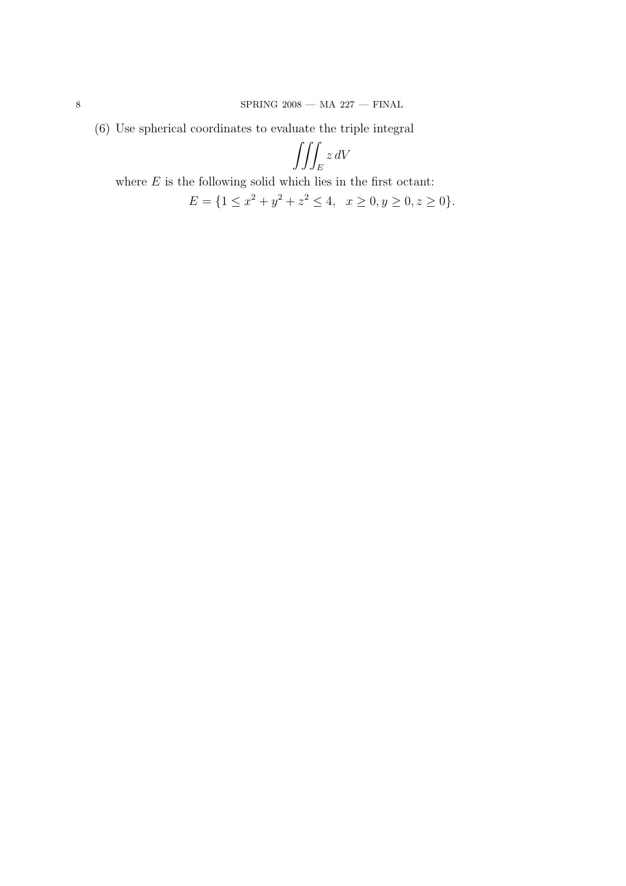(6) Use spherical coordinates to evaluate the triple integral

$$\iiint_E z\, dV$$

where $E$ is the following solid which lies in the first octant:

$$E = \{1 \leq x^2 + y^2 + z^2 \leq 4, \quad x \geq 0, y \geq 0, z \geq 0\}.$$